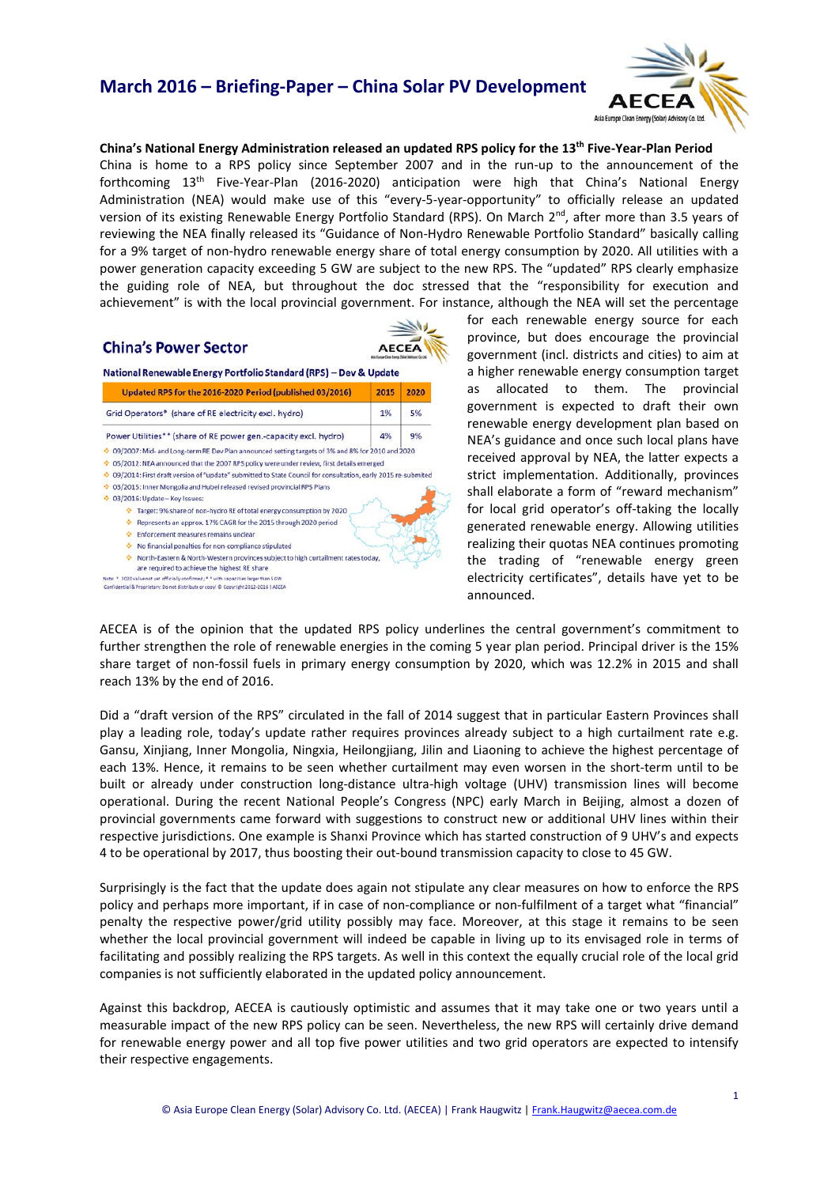# March 2016 – Briefing-Paper – China Solar PV Development

**China's National Energy Administration released an updated RPS policy for the 13th Five-Year-Plan Period**

China is home to a RPS policy since September 2007 and in the run-up to the announcement of the forthcoming 13th Five-Year-Plan (2016-2020) anticipation were high that China's National Energy Administration (NEA) would make use of this "every-5-year-opportunity" to officially release an updated version of its existing Renewable Energy Portfolio Standard (RPS). On March 2nd, after more than 3.5 years of reviewing the NEA finally released its "Guidance of Non-Hydro Renewable Portfolio Standard" basically calling for a 9% target of non-hydro renewable energy share of total energy consumption by 2020. All utilities with a power generation capacity exceeding 5 GW are subject to the new RPS. The "updated" RPS clearly emphasize the guiding role of NEA, but throughout the doc stressed that the "responsibility for execution and achievement" is with the local provincial government. For instance, although the NEA will set the percentage for each renewable energy source for each province, but does encourage the provincial government (incl. districts and cities) to aim at a higher renewable energy consumption target as allocated to them. The provincial government is expected to draft their own renewable energy development plan based on NEA's guidance and once such local plans have received approval by NEA, the latter expects a strict implementation. Additionally, provinces shall elaborate a form of "reward mechanism" for local grid operator's off-taking the locally generated renewable energy. Allowing utilities realizing their quotas NEA continues promoting the trading of "renewable energy green electricity certificates", details have yet to be announced.

**China's Power Sector**

**National Renewable Energy Portfolio Standard (RPS) – Dev & Update**

| Updated RPS for the 2016-2020 Period (published 03/2016) | 2015 | 2020 |
|---|---|---|
| Grid Operators* (share of RE electricity excl. hydro) | 1% | 5% |
| Power Utilities** (share of RE power gen.-capacity excl. hydro) | 4% | 9% |

- 09/2007: Mid- and Long-term RE Dev Plan announced setting targets of 3% and 8% for 2010 and 2020
- 05/2012: NEA announced that the 2007 RPS policy were under review, first details emerged
- 09/2014: First draft version of "update" submitted to State Council for consultation, early 2015 re-submited
- 03/2015: Inner Mongolia and Hubei released revised provincial RPS Plans
- 03/2016: Update – Key Issues:
  - Target: 9% share of non-hydro RE of total energy consumption by 2020
  - Represents an approx. 17% CAGR for the 2015 through 2020 period
  - Enforcement measures remains unclear
  - No financial penalties for non-compliance stipulated
  - North-Eastern & North-Western provinces subject to high curtailment rates today, are required to achieve the highest RE share

Note: * 2020 value not yet officially confirmed; ** with capacities larger than 5 GW
Confidential & Proprietary: Do not distribute or copy! © Copyright 2012-2016 | AECEA

AECEA is of the opinion that the updated RPS policy underlines the central government's commitment to further strengthen the role of renewable energies in the coming 5 year plan period. Principal driver is the 15% share target of non-fossil fuels in primary energy consumption by 2020, which was 12.2% in 2015 and shall reach 13% by the end of 2016.

Did a "draft version of the RPS" circulated in the fall of 2014 suggest that in particular Eastern Provinces shall play a leading role, today's update rather requires provinces already subject to a high curtailment rate e.g. Gansu, Xinjiang, Inner Mongolia, Ningxia, Heilongjiang, Jilin and Liaoning to achieve the highest percentage of each 13%. Hence, it remains to be seen whether curtailment may even worsen in the short-term until to be built or already under construction long-distance ultra-high voltage (UHV) transmission lines will become operational. During the recent National People's Congress (NPC) early March in Beijing, almost a dozen of provincial governments came forward with suggestions to construct new or additional UHV lines within their respective jurisdictions. One example is Shanxi Province which has started construction of 9 UHV's and expects 4 to be operational by 2017, thus boosting their out-bound transmission capacity to close to 45 GW.

Surprisingly is the fact that the update does again not stipulate any clear measures on how to enforce the RPS policy and perhaps more important, if in case of non-compliance or non-fulfilment of a target what "financial" penalty the respective power/grid utility possibly may face. Moreover, at this stage it remains to be seen whether the local provincial government will indeed be capable in living up to its envisaged role in terms of facilitating and possibly realizing the RPS targets. As well in this context the equally crucial role of the local grid companies is not sufficiently elaborated in the updated policy announcement.

Against this backdrop, AECEA is cautiously optimistic and assumes that it may take one or two years until a measurable impact of the new RPS policy can be seen. Nevertheless, the new RPS will certainly drive demand for renewable energy power and all top five power utilities and two grid operators are expected to intensify their respective engagements.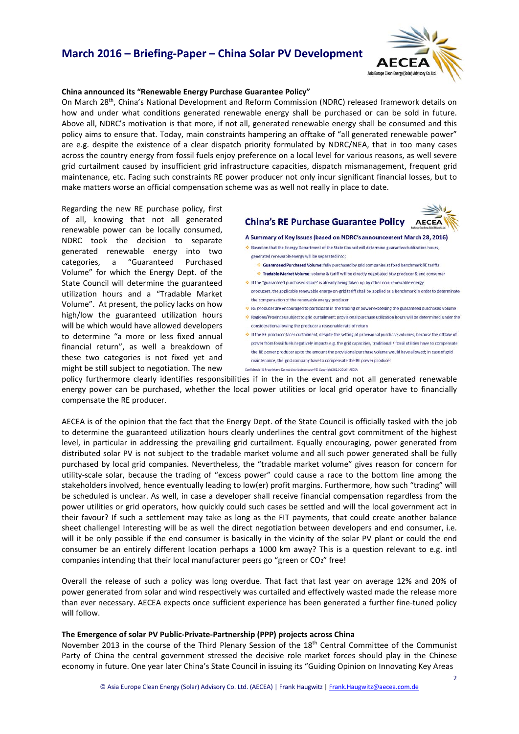**China announced its "Renewable Energy Purchase Guarantee Policy"**

On March 28th, China's National Development and Reform Commission (NDRC) released framework details on how and under what conditions generated renewable energy shall be purchased or can be sold in future. Above all, NDRC's motivation is that more, if not all, generated renewable energy shall be consumed and this policy aims to ensure that. Today, main constraints hampering an offtake of "all generated renewable power" are e.g. despite the existence of a clear dispatch priority formulated by NDRC/NEA, that in too many cases across the country energy from fossil fuels enjoy preference on a local level for various reasons, as well severe grid curtailment caused by insufficient grid infrastructure capacities, dispatch mismanagement, frequent grid maintenance, etc. Facing such constraints RE power producer not only incur significant financial losses, but to make matters worse an official compensation scheme was as well not really in place to date.

Regarding the new RE purchase policy, first of all, knowing that not all generated renewable power can be locally consumed, NDRC took the decision to separate generated renewable energy into two categories, a "Guaranteed Purchased Volume" for which the Energy Dept. of the State Council will determine the guaranteed utilization hours and a "Tradable Market Volume". At present, the policy lacks on how high/low the guaranteed utilization hours will be which would have allowed developers to determine "a more or less fixed annual financial return", as well a breakdown of these two categories is not fixed yet and might be still subject to negotiation. The new policy furthermore clearly identifies responsibilities if in the in the event and not all generated renewable energy power can be purchased, whether the local power utilities or local grid operator have to financially compensate the RE producer.

**China's RE Purchase Guarantee Policy**

**A Summary of Key Issues (based on NDRC's announcement March 28, 2016)**

- Based on that the Energy Department of the State Council will determine guaranteed utilization hours, generated renewable energy will be separated into:
  - **Guaranteed Purchased Volume:** fully purchased by grid companies at fixed benchmark RE tariffs
  - **Tradable Market Volume:** volume & tariff will be directly negotiated btw producer & end consumer
- If the "guaranteed purchased share" is already being taken up by other non-renewable energy producers, the applicable renewable energy on-grid tariff shall be applied as a benchmark in order to determinate the compensation of the renewable energy producer
- RE producer are encouraged to participate in the trading of power exceeding the guaranteed purchased volume
- Regions/Provinces subject to grid curtailment; provisional purchase utilization hours will be determined under the consideration allowing the producer a reasonable rate of return
- If the RE producer faces curtailment, despite the setting of provisional purchase volumes, because the offtake of power from fossil fuels negatively impacts e.g. the grid capacities, traditional / fossil utilities have to compensate the RE power producer up to the amount the provisional purchase volume would have allowed; in case of grid maintenance, the grid company have to compensate the RE power producer

Confidential & Proprietary: Do not distribute or copy! © Copyright 2011-2016 | AECEA

AECEA is of the opinion that the fact that the Energy Dept. of the State Council is officially tasked with the job to determine the guaranteed utilization hours clearly underlines the central govt commitment of the highest level, in particular in addressing the prevailing grid curtailment. Equally encouraging, power generated from distributed solar PV is not subject to the tradable market volume and all such power generated shall be fully purchased by local grid companies. Nevertheless, the "tradable market volume" gives reason for concern for utility-scale solar, because the trading of "excess power" could cause a race to the bottom line among the stakeholders involved, hence eventually leading to low(er) profit margins. Furthermore, how such "trading" will be scheduled is unclear. As well, in case a developer shall receive financial compensation regardless from the power utilities or grid operators, how quickly could such cases be settled and will the local government act in their favour? If such a settlement may take as long as the FIT payments, that could create another balance sheet challenge! Interesting will be as well the direct negotiation between developers and end consumer, i.e. will it be only possible if the end consumer is basically in the vicinity of the solar PV plant or could the end consumer be an entirely different location perhaps a 1000 km away? This is a question relevant to e.g. intl companies intending that their local manufacturer peers go "green or $CO_2$" free!

Overall the release of such a policy was long overdue. That fact that last year on average 12% and 20% of power generated from solar and wind respectively was curtailed and effectively wasted made the release more than ever necessary. AECEA expects once sufficient experience has been generated a further fine-tuned policy will follow.

**The Emergence of solar PV Public-Private-Partnership (PPP) projects across China**

November 2013 in the course of the Third Plenary Session of the 18th Central Committee of the Communist Party of China the central government stressed the decisive role market forces should play in the Chinese economy in future. One year later China's State Council in issuing its "Guiding Opinion on Innovating Key Areas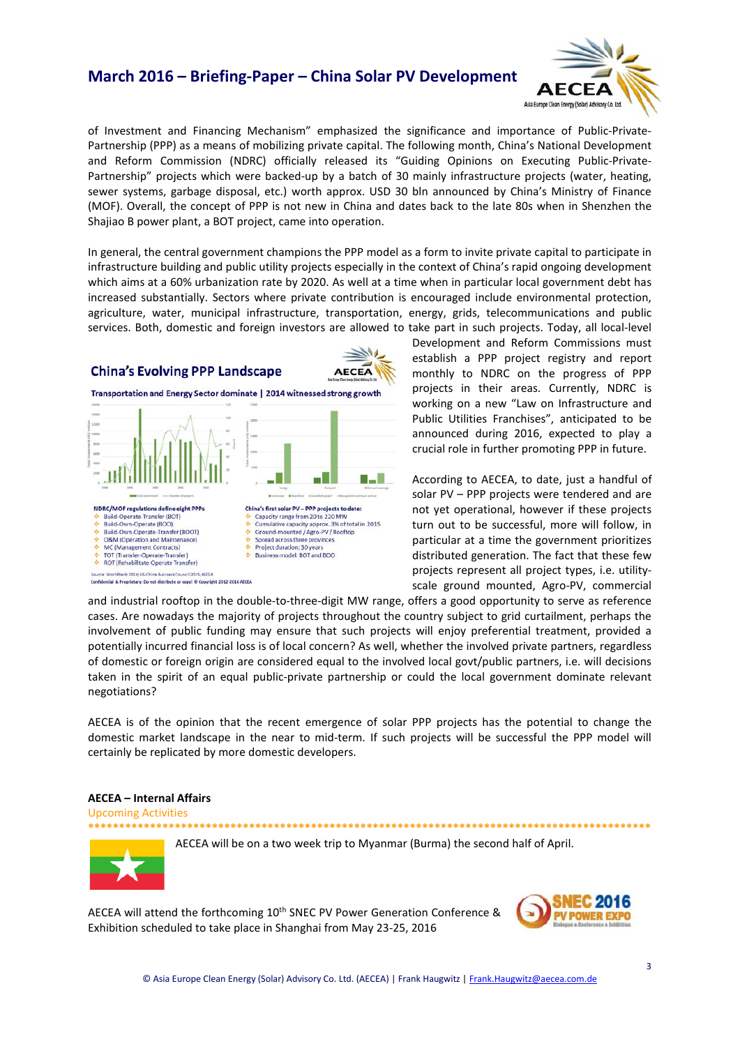of Investment and Financing Mechanism" emphasized the significance and importance of Public-Private-Partnership (PPP) as a means of mobilizing private capital. The following month, China's National Development and Reform Commission (NDRC) officially released its "Guiding Opinions on Executing Public-Private-Partnership" projects which were backed-up by a batch of 30 mainly infrastructure projects (water, heating, sewer systems, garbage disposal, etc.) worth approx. USD 30 bln announced by China's Ministry of Finance (MOF). Overall, the concept of PPP is not new in China and dates back to the late 80s when in Shenzhen the Shajiao B power plant, a BOT project, came into operation.

In general, the central government champions the PPP model as a form to invite private capital to participate in infrastructure building and public utility projects especially in the context of China's rapid ongoing development which aims at a 60% urbanization rate by 2020. As well at a time when in particular local government debt has increased substantially. Sectors where private contribution is encouraged include environmental protection, agriculture, water, municipal infrastructure, transportation, energy, grids, telecommunications and public services. Both, domestic and foreign investors are allowed to take part in such projects. Today, all local-level Development and Reform Commissions must establish a PPP project registry and report monthly to NDRC on the progress of PPP projects in their areas. Currently, NDRC is working on a new "Law on Infrastructure and Public Utilities Franchises", anticipated to be announced during 2016, expected to play a crucial role in further promoting PPP in future.

**China's Evolving PPP Landscape**

**Transportation and Energy Sector dominate | 2014 witnessed strong growth**

**NDRC/MOF regulations define eight PPPs**
- Build-Operate-Transfer (BOT)
- Build-Own-Operate (BOO)
- Build-Own-Operate-Transfer (BOOT)
- O&M (Operation and Maintenance)
- MC (Management Contracts)
- TOT (Transfer-Operate-Transfer)
- ROT (Rehabilitate Operate Transfer)

**China's first solar PV – PPP projects to date:**
- Capacity range from 20 to 220 MW
- Cumulative capacity approx. 3% of total in 2015
- Ground-mounted / Agro-PV / Rooftop
- Spread across three provinces
- Project duration: 30 years
- Business model: BOT and BOO

Source: Worldbank 2014; US-China Business Council 2015; AECEA
Confidential & Proprietary: Do not distribute or copy! © Copyright 2012-2016 AECEA

According to AECEA, to date, just a handful of solar PV – PPP projects were tendered and are not yet operational, however if these projects turn out to be successful, more will follow, in particular at a time the government prioritizes distributed generation. The fact that these few projects represent all project types, i.e. utility-scale ground mounted, Agro-PV, commercial and industrial rooftop in the double-to-three-digit MW range, offers a good opportunity to serve as reference cases. Are nowadays the majority of projects throughout the country subject to grid curtailment, perhaps the involvement of public funding may ensure that such projects will enjoy preferential treatment, provided a potentially incurred financial loss is of local concern? As well, whether the involved private partners, regardless of domestic or foreign origin are considered equal to the involved local govt/public partners, i.e. will decisions taken in the spirit of an equal public-private partnership or could the local government dominate relevant negotiations?

AECEA is of the opinion that the recent emergence of solar PPP projects has the potential to change the domestic market landscape in the near to mid-term. If such projects will be successful the PPP model will certainly be replicated by more domestic developers.

**AECEA – Internal Affairs**

Upcoming Activities

AECEA will be on a two week trip to Myanmar (Burma) the second half of April.

AECEA will attend the forthcoming 10th SNEC PV Power Generation Conference & Exhibition scheduled to take place in Shanghai from May 23-25, 2016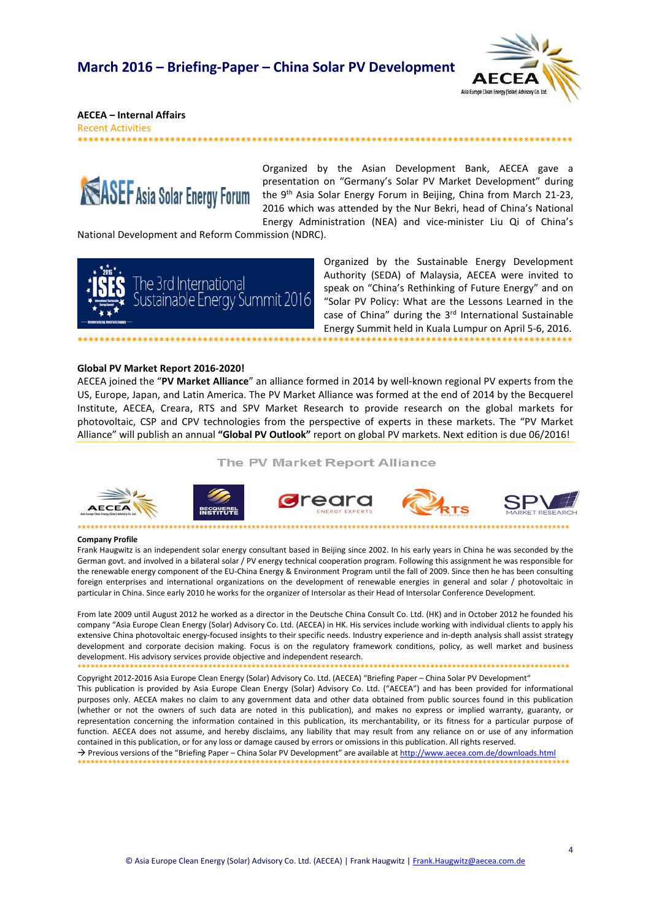## AECEA – Internal Affairs

Recent Activities

Organized by the Asian Development Bank, AECEA gave a presentation on "Germany's Solar PV Market Development" during the 9th Asia Solar Energy Forum in Beijing, China from March 21-23, 2016 which was attended by the Nur Bekri, head of China's National Energy Administration (NEA) and vice-minister Liu Qi of China's National Development and Reform Commission (NDRC).

Organized by the Sustainable Energy Development Authority (SEDA) of Malaysia, AECEA were invited to speak on "China's Rethinking of Future Energy" and on "Solar PV Policy: What are the Lessons Learned in the case of China" during the 3rd International Sustainable Energy Summit held in Kuala Lumpur on April 5-6, 2016.

### Global PV Market Report 2016-2020!

AECEA joined the "**PV Market Alliance**" an alliance formed in 2014 by well-known regional PV experts from the US, Europe, Japan, and Latin America. The PV Market Alliance was formed at the end of 2014 by the Becquerel Institute, AECEA, Creara, RTS and SPV Market Research to provide research on the global markets for photovoltaic, CSP and CPV technologies from the perspective of experts in these markets. The "PV Market Alliance" will publish an annual **"Global PV Outlook"** report on global PV markets. Next edition is due 06/2016!

The PV Market Report Alliance

### Company Profile

Frank Haugwitz is an independent solar energy consultant based in Beijing since 2002. In his early years in China he was seconded by the German govt. and involved in a bilateral solar / PV energy technical cooperation program. Following this assignment he was responsible for the renewable energy component of the EU-China Energy & Environment Program until the fall of 2009. Since then he has been consulting foreign enterprises and international organizations on the development of renewable energies in general and solar / photovoltaic in particular in China. Since early 2010 he works for the organizer of Intersolar as their Head of Intersolar Conference Development.

From late 2009 until August 2012 he worked as a director in the Deutsche China Consult Co. Ltd. (HK) and in October 2012 he founded his company "Asia Europe Clean Energy (Solar) Advisory Co. Ltd. (AECEA) in HK. His services include working with individual clients to apply his extensive China photovoltaic energy-focused insights to their specific needs. Industry experience and in-depth analysis shall assist strategy development and corporate decision making. Focus is on the regulatory framework conditions, policy, as well market and business development. His advisory services provide objective and independent research.

Copyright 2012-2016 Asia Europe Clean Energy (Solar) Advisory Co. Ltd. (AECEA) "Briefing Paper – China Solar PV Development"
This publication is provided by Asia Europe Clean Energy (Solar) Advisory Co. Ltd. ("AECEA") and has been provided for informational purposes only. AECEA makes no claim to any government data and other data obtained from public sources found in this publication (whether or not the owners of such data are noted in this publication), and makes no express or implied warranty, guaranty, or representation concerning the information contained in this publication, its merchantability, or its fitness for a particular purpose of function. AECEA does not assume, and hereby disclaims, any liability that may result from any reliance on or use of any information contained in this publication, or for any loss or damage caused by errors or omissions in this publication. All rights reserved.
→ Previous versions of the "Briefing Paper – China Solar PV Development" are available at http://www.aecea.com.de/downloads.html